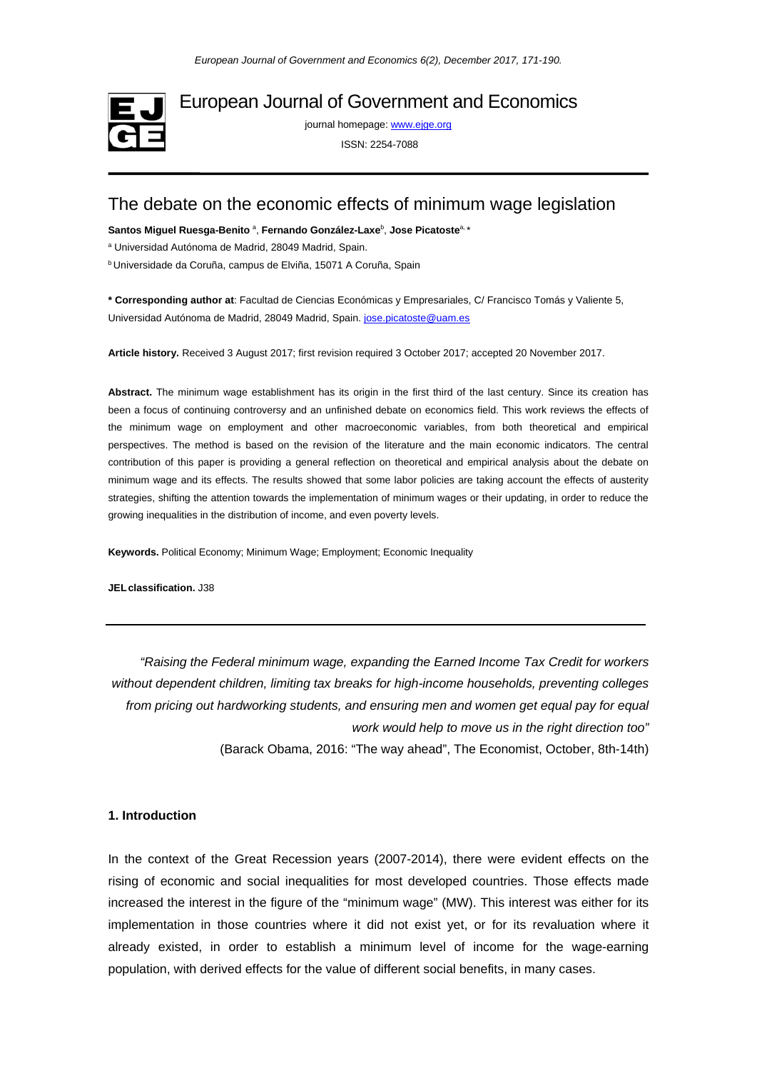# European Journal of Government and Economics

journal homepage: www.ejge.org

ISSN: 2254-7088

## The debate on the economic effects of minimum wage legislation

**Santos Miguel Ruesga-Benito** [a], **Fernando González-Laxe**[b], **Jose Picatoste**[a, *]

[a] Universidad Autónoma de Madrid, 28049 Madrid, Spain.

[b] Universidade da Coruña, campus de Elviña, 15071 A Coruña, Spain

**\* Corresponding author at**: Facultad de Ciencias Económicas y Empresariales, C/ Francisco Tomás y Valiente 5, Universidad Autónoma de Madrid, 28049 Madrid, Spain. jose.picatoste@uam.es

**Article history.** Received 3 August 2017; first revision required 3 October 2017; accepted 20 November 2017.

**Abstract.** The minimum wage establishment has its origin in the first third of the last century. Since its creation has been a focus of continuing controversy and an unfinished debate on economics field. This work reviews the effects of the minimum wage on employment and other macroeconomic variables, from both theoretical and empirical perspectives. The method is based on the revision of the literature and the main economic indicators. The central contribution of this paper is providing a general reflection on theoretical and empirical analysis about the debate on minimum wage and its effects. The results showed that some labor policies are taking account the effects of austerity strategies, shifting the attention towards the implementation of minimum wages or their updating, in order to reduce the growing inequalities in the distribution of income, and even poverty levels.

**Keywords.** Political Economy; Minimum Wage; Employment; Economic Inequality

**JEL classification.** J38

---

*"Raising the Federal minimum wage, expanding the Earned Income Tax Credit for workers without dependent children, limiting tax breaks for high-income households, preventing colleges from pricing out hardworking students, and ensuring men and women get equal pay for equal work would help to move us in the right direction too"*

(Barack Obama, 2016: "The way ahead", The Economist, October, 8th-14th)

### 1. Introduction

In the context of the Great Recession years (2007-2014), there were evident effects on the rising of economic and social inequalities for most developed countries. Those effects made increased the interest in the figure of the "minimum wage" (MW). This interest was either for its implementation in those countries where it did not exist yet, or for its revaluation where it already existed, in order to establish a minimum level of income for the wage-earning population, with derived effects for the value of different social benefits, in many cases.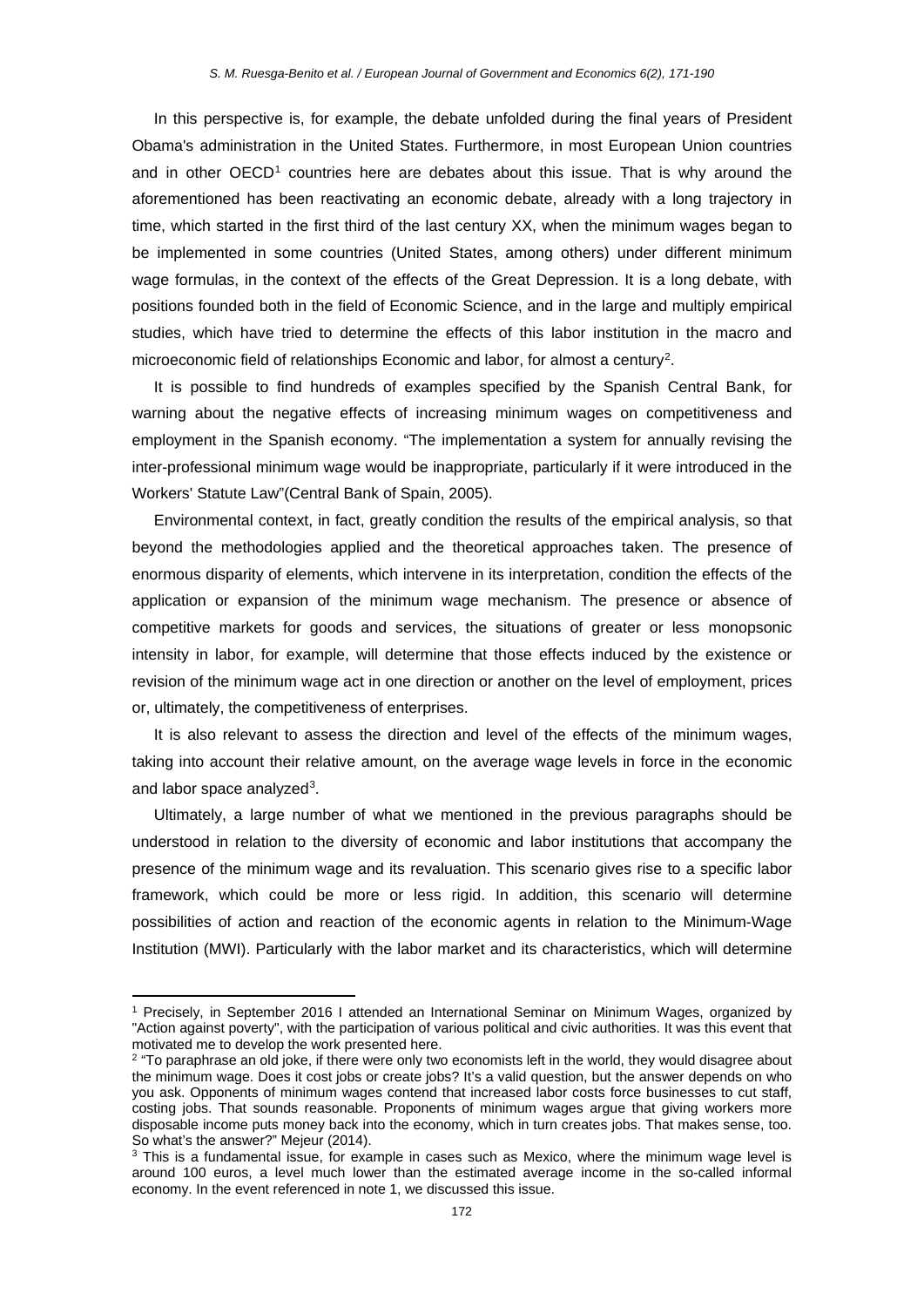In this perspective is, for example, the debate unfolded during the final years of President Obama's administration in the United States. Furthermore, in most European Union countries and in other OECD[1] countries here are debates about this issue. That is why around the aforementioned has been reactivating an economic debate, already with a long trajectory in time, which started in the first third of the last century XX, when the minimum wages began to be implemented in some countries (United States, among others) under different minimum wage formulas, in the context of the effects of the Great Depression. It is a long debate, with positions founded both in the field of Economic Science, and in the large and multiply empirical studies, which have tried to determine the effects of this labor institution in the macro and microeconomic field of relationships Economic and labor, for almost a century[2].

It is possible to find hundreds of examples specified by the Spanish Central Bank, for warning about the negative effects of increasing minimum wages on competitiveness and employment in the Spanish economy. "The implementation a system for annually revising the inter-professional minimum wage would be inappropriate, particularly if it were introduced in the Workers' Statute Law"(Central Bank of Spain, 2005).

Environmental context, in fact, greatly condition the results of the empirical analysis, so that beyond the methodologies applied and the theoretical approaches taken. The presence of enormous disparity of elements, which intervene in its interpretation, condition the effects of the application or expansion of the minimum wage mechanism. The presence or absence of competitive markets for goods and services, the situations of greater or less monopsonic intensity in labor, for example, will determine that those effects induced by the existence or revision of the minimum wage act in one direction or another on the level of employment, prices or, ultimately, the competitiveness of enterprises.

It is also relevant to assess the direction and level of the effects of the minimum wages, taking into account their relative amount, on the average wage levels in force in the economic and labor space analyzed[3].

Ultimately, a large number of what we mentioned in the previous paragraphs should be understood in relation to the diversity of economic and labor institutions that accompany the presence of the minimum wage and its revaluation. This scenario gives rise to a specific labor framework, which could be more or less rigid. In addition, this scenario will determine possibilities of action and reaction of the economic agents in relation to the Minimum-Wage Institution (MWI). Particularly with the labor market and its characteristics, which will determine

---

[1] Precisely, in September 2016 I attended an International Seminar on Minimum Wages, organized by "Action against poverty", with the participation of various political and civic authorities. It was this event that motivated me to develop the work presented here.

[2] "To paraphrase an old joke, if there were only two economists left in the world, they would disagree about the minimum wage. Does it cost jobs or create jobs? It's a valid question, but the answer depends on who you ask. Opponents of minimum wages contend that increased labor costs force businesses to cut staff, costing jobs. That sounds reasonable. Proponents of minimum wages argue that giving workers more disposable income puts money back into the economy, which in turn creates jobs. That makes sense, too. So what's the answer?" Mejeur (2014).

[3] This is a fundamental issue, for example in cases such as Mexico, where the minimum wage level is around 100 euros, a level much lower than the estimated average income in the so-called informal economy. In the event referenced in note 1, we discussed this issue.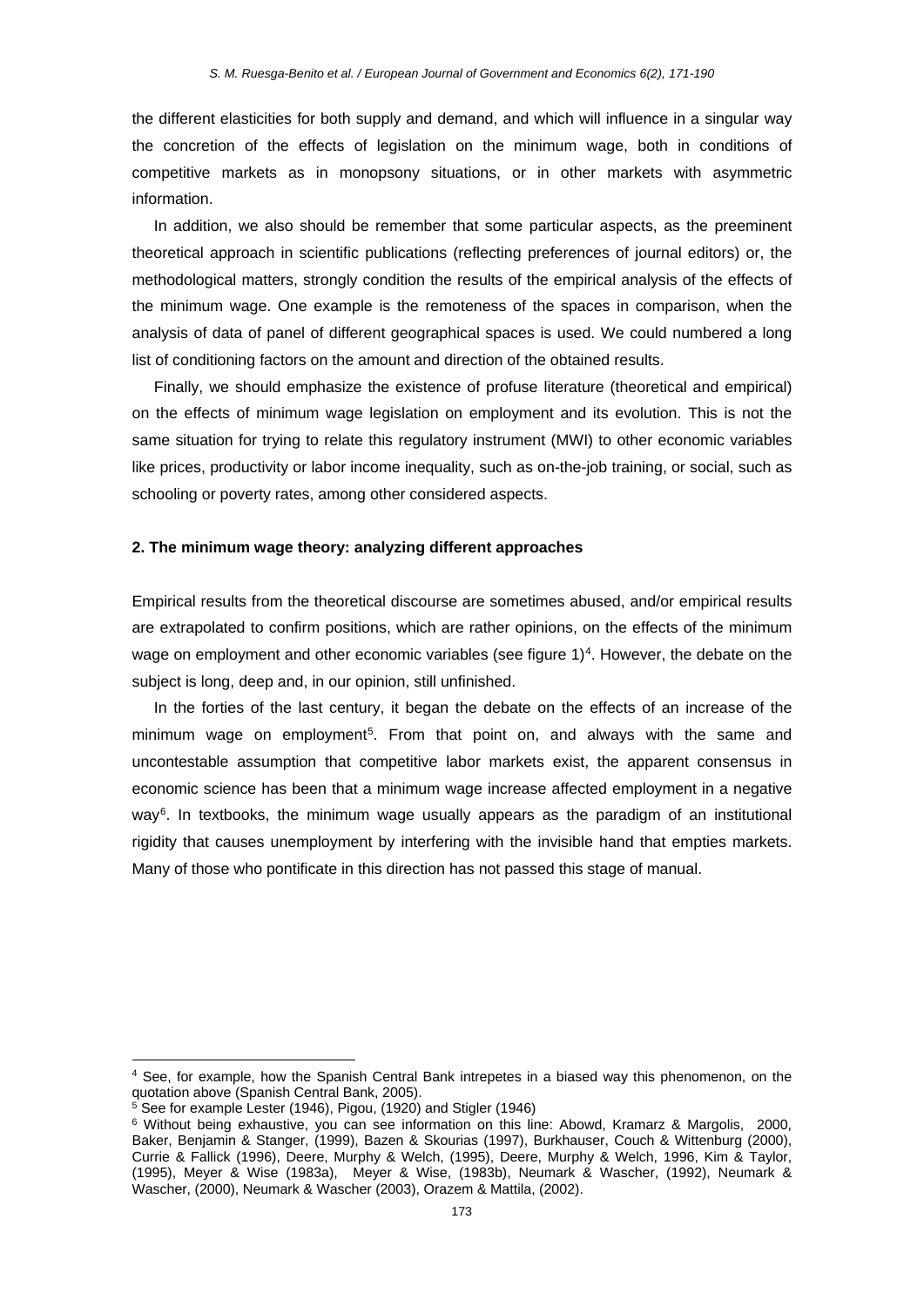the different elasticities for both supply and demand, and which will influence in a singular way the concretion of the effects of legislation on the minimum wage, both in conditions of competitive markets as in monopsony situations, or in other markets with asymmetric information.

In addition, we also should be remember that some particular aspects, as the preeminent theoretical approach in scientific publications (reflecting preferences of journal editors) or, the methodological matters, strongly condition the results of the empirical analysis of the effects of the minimum wage. One example is the remoteness of the spaces in comparison, when the analysis of data of panel of different geographical spaces is used. We could numbered a long list of conditioning factors on the amount and direction of the obtained results.

Finally, we should emphasize the existence of profuse literature (theoretical and empirical) on the effects of minimum wage legislation on employment and its evolution. This is not the same situation for trying to relate this regulatory instrument (MWI) to other economic variables like prices, productivity or labor income inequality, such as on-the-job training, or social, such as schooling or poverty rates, among other considered aspects.

## 2. The minimum wage theory: analyzing different approaches

Empirical results from the theoretical discourse are sometimes abused, and/or empirical results are extrapolated to confirm positions, which are rather opinions, on the effects of the minimum wage on employment and other economic variables (see figure 1)[4]. However, the debate on the subject is long, deep and, in our opinion, still unfinished.

In the forties of the last century, it began the debate on the effects of an increase of the minimum wage on employment[5]. From that point on, and always with the same and uncontestable assumption that competitive labor markets exist, the apparent consensus in economic science has been that a minimum wage increase affected employment in a negative way[6]. In textbooks, the minimum wage usually appears as the paradigm of an institutional rigidity that causes unemployment by interfering with the invisible hand that empties markets. Many of those who pontificate in this direction has not passed this stage of manual.

---

[4] See, for example, how the Spanish Central Bank intrepetes in a biased way this phenomenon, on the quotation above (Spanish Central Bank, 2005).

[5] See for example Lester (1946), Pigou, (1920) and Stigler (1946)

[6] Without being exhaustive, you can see information on this line: Abowd, Kramarz & Margolis, 2000, Baker, Benjamin & Stanger, (1999), Bazen & Skourias (1997), Burkhauser, Couch & Wittenburg (2000), Currie & Fallick (1996), Deere, Murphy & Welch, (1995), Deere, Murphy & Welch, 1996, Kim & Taylor, (1995), Meyer & Wise (1983a), Meyer & Wise, (1983b), Neumark & Wascher, (1992), Neumark & Wascher, (2000), Neumark & Wascher (2003), Orazem & Mattila, (2002).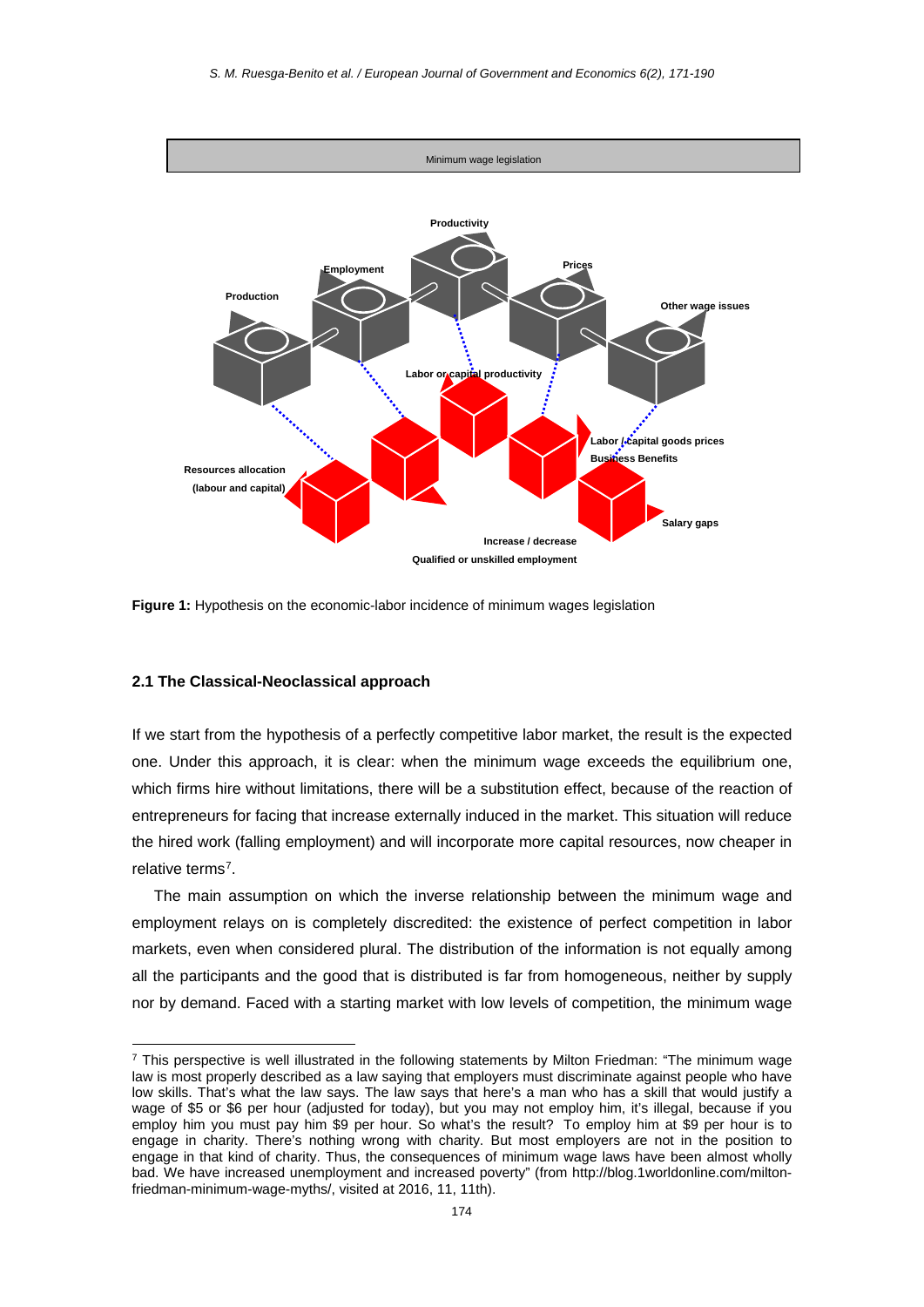Minimum wage legislation

Productivity

Employment

Prices

Production

Other wage issues

Labor or capital productivity

Labor / capital goods prices

Business Benefits

Resources allocation

(labour and capital)

Salary gaps

Increase / decrease

Qualified or unskilled employment

**Figure 1:** Hypothesis on the economic-labor incidence of minimum wages legislation

### 2.1 The Classical-Neoclassical approach

If we start from the hypothesis of a perfectly competitive labor market, the result is the expected one. Under this approach, it is clear: when the minimum wage exceeds the equilibrium one, which firms hire without limitations, there will be a substitution effect, because of the reaction of entrepreneurs for facing that increase externally induced in the market. This situation will reduce the hired work (falling employment) and will incorporate more capital resources, now cheaper in relative terms[7].

The main assumption on which the inverse relationship between the minimum wage and employment relays on is completely discredited: the existence of perfect competition in labor markets, even when considered plural. The distribution of the information is not equally among all the participants and the good that is distributed is far from homogeneous, neither by supply nor by demand. Faced with a starting market with low levels of competition, the minimum wage

[7] This perspective is well illustrated in the following statements by Milton Friedman: "The minimum wage law is most properly described as a law saying that employers must discriminate against people who have low skills. That's what the law says. The law says that here's a man who has a skill that would justify a wage of $5 or $6 per hour (adjusted for today), but you may not employ him, it's illegal, because if you employ him you must pay him $9 per hour. So what's the result? To employ him at $9 per hour is to engage in charity. There's nothing wrong with charity. But most employers are not in the position to engage in that kind of charity. Thus, the consequences of minimum wage laws have been almost wholly bad. We have increased unemployment and increased poverty" (from http://blog.1worldonline.com/milton-friedman-minimum-wage-myths/, visited at 2016, 11, 11th).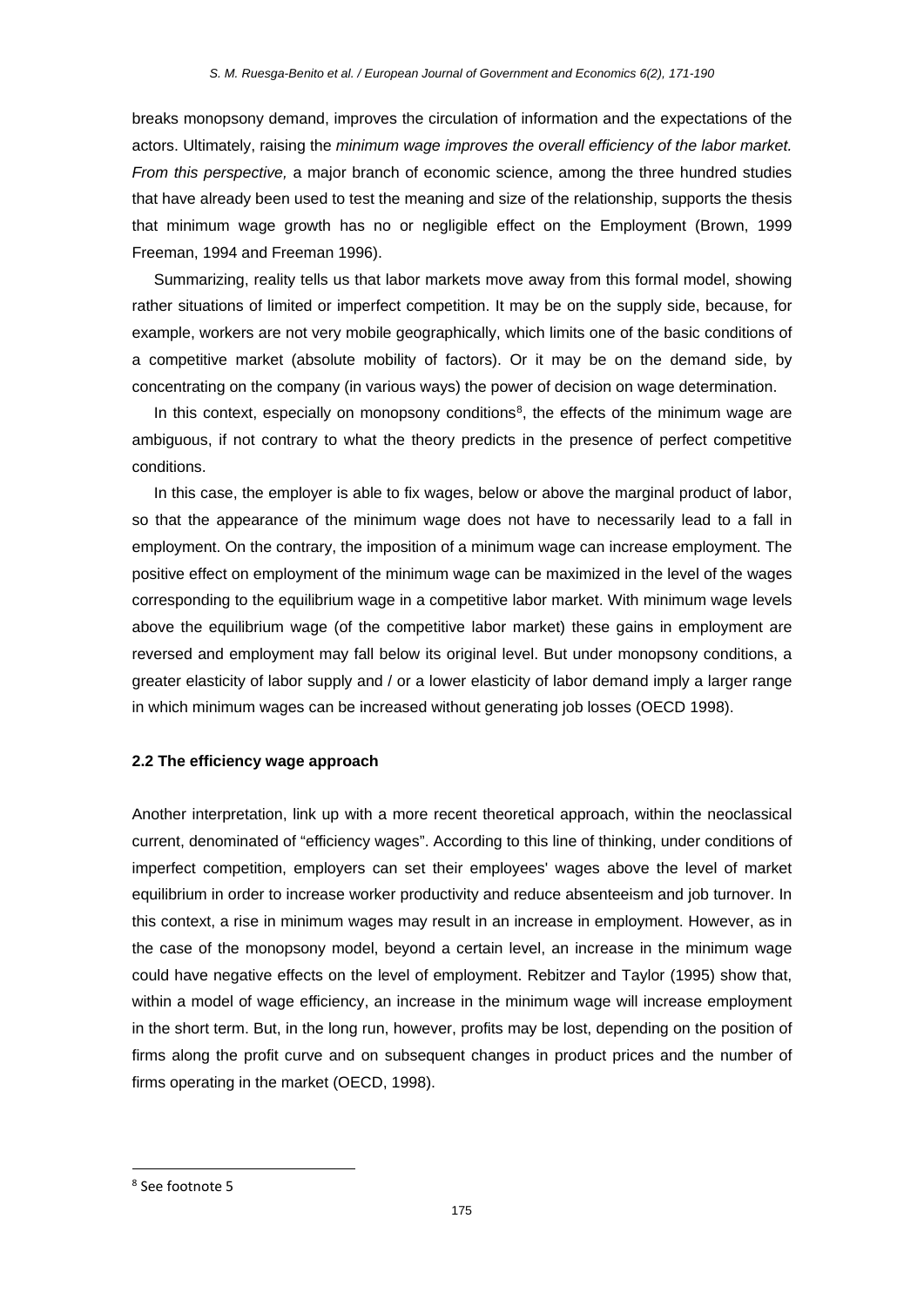breaks monopsony demand, improves the circulation of information and the expectations of the actors. Ultimately, raising the *minimum wage improves the overall efficiency of the labor market. From this perspective,* a major branch of economic science, among the three hundred studies that have already been used to test the meaning and size of the relationship, supports the thesis that minimum wage growth has no or negligible effect on the Employment (Brown, 1999 Freeman, 1994 and Freeman 1996).

Summarizing, reality tells us that labor markets move away from this formal model, showing rather situations of limited or imperfect competition. It may be on the supply side, because, for example, workers are not very mobile geographically, which limits one of the basic conditions of a competitive market (absolute mobility of factors). Or it may be on the demand side, by concentrating on the company (in various ways) the power of decision on wage determination.

In this context, especially on monopsony conditions[8], the effects of the minimum wage are ambiguous, if not contrary to what the theory predicts in the presence of perfect competitive conditions.

In this case, the employer is able to fix wages, below or above the marginal product of labor, so that the appearance of the minimum wage does not have to necessarily lead to a fall in employment. On the contrary, the imposition of a minimum wage can increase employment. The positive effect on employment of the minimum wage can be maximized in the level of the wages corresponding to the equilibrium wage in a competitive labor market. With minimum wage levels above the equilibrium wage (of the competitive labor market) these gains in employment are reversed and employment may fall below its original level. But under monopsony conditions, a greater elasticity of labor supply and / or a lower elasticity of labor demand imply a larger range in which minimum wages can be increased without generating job losses (OECD 1998).

### 2.2 The efficiency wage approach

Another interpretation, link up with a more recent theoretical approach, within the neoclassical current, denominated of "efficiency wages". According to this line of thinking, under conditions of imperfect competition, employers can set their employees' wages above the level of market equilibrium in order to increase worker productivity and reduce absenteeism and job turnover. In this context, a rise in minimum wages may result in an increase in employment. However, as in the case of the monopsony model, beyond a certain level, an increase in the minimum wage could have negative effects on the level of employment. Rebitzer and Taylor (1995) show that, within a model of wage efficiency, an increase in the minimum wage will increase employment in the short term. But, in the long run, however, profits may be lost, depending on the position of firms along the profit curve and on subsequent changes in product prices and the number of firms operating in the market (OECD, 1998).

[8] See footnote 5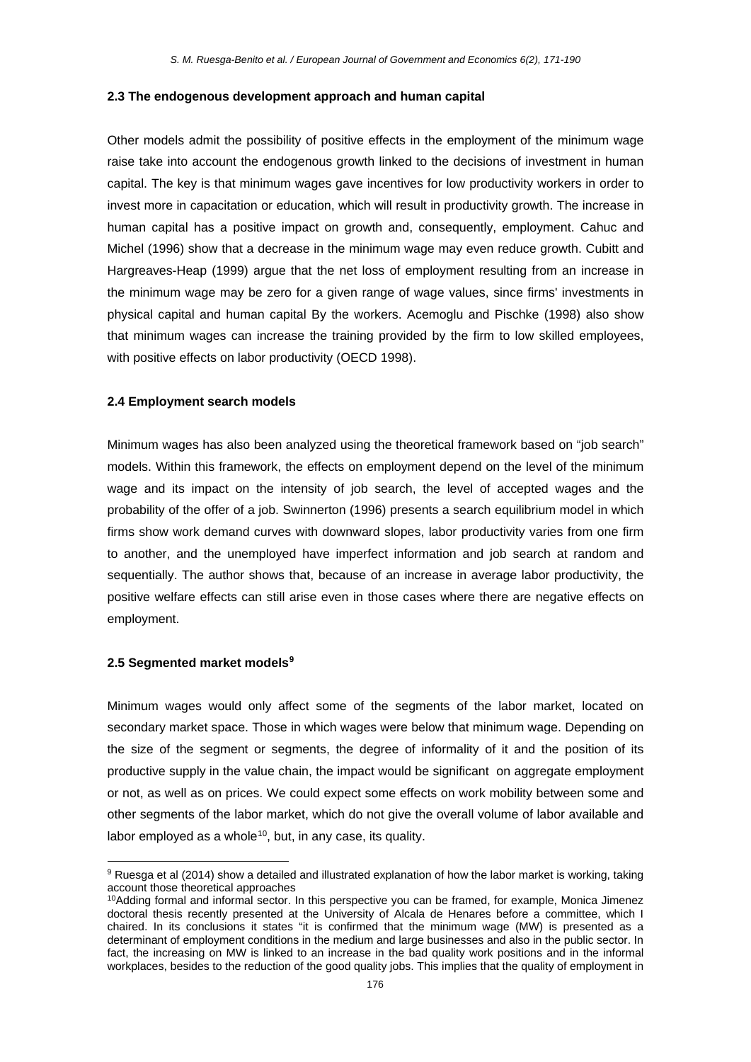### 2.3 The endogenous development approach and human capital

Other models admit the possibility of positive effects in the employment of the minimum wage raise take into account the endogenous growth linked to the decisions of investment in human capital. The key is that minimum wages gave incentives for low productivity workers in order to invest more in capacitation or education, which will result in productivity growth. The increase in human capital has a positive impact on growth and, consequently, employment. Cahuc and Michel (1996) show that a decrease in the minimum wage may even reduce growth. Cubitt and Hargreaves-Heap (1999) argue that the net loss of employment resulting from an increase in the minimum wage may be zero for a given range of wage values, since firms' investments in physical capital and human capital By the workers. Acemoglu and Pischke (1998) also show that minimum wages can increase the training provided by the firm to low skilled employees, with positive effects on labor productivity (OECD 1998).

### 2.4 Employment search models

Minimum wages has also been analyzed using the theoretical framework based on "job search" models. Within this framework, the effects on employment depend on the level of the minimum wage and its impact on the intensity of job search, the level of accepted wages and the probability of the offer of a job. Swinnerton (1996) presents a search equilibrium model in which firms show work demand curves with downward slopes, labor productivity varies from one firm to another, and the unemployed have imperfect information and job search at random and sequentially. The author shows that, because of an increase in average labor productivity, the positive welfare effects can still arise even in those cases where there are negative effects on employment.

### 2.5 Segmented market models[9]

Minimum wages would only affect some of the segments of the labor market, located on secondary market space. Those in which wages were below that minimum wage. Depending on the size of the segment or segments, the degree of informality of it and the position of its productive supply in the value chain, the impact would be significant on aggregate employment or not, as well as on prices. We could expect some effects on work mobility between some and other segments of the labor market, which do not give the overall volume of labor available and labor employed as a whole[10], but, in any case, its quality.

---

[9] Ruesga et al (2014) show a detailed and illustrated explanation of how the labor market is working, taking account those theoretical approaches

[10] Adding formal and informal sector. In this perspective you can be framed, for example, Monica Jimenez doctoral thesis recently presented at the University of Alcala de Henares before a committee, which I chaired. In its conclusions it states "it is confirmed that the minimum wage (MW) is presented as a determinant of employment conditions in the medium and large businesses and also in the public sector. In fact, the increasing on MW is linked to an increase in the bad quality work positions and in the informal workplaces, besides to the reduction of the good quality jobs. This implies that the quality of employment in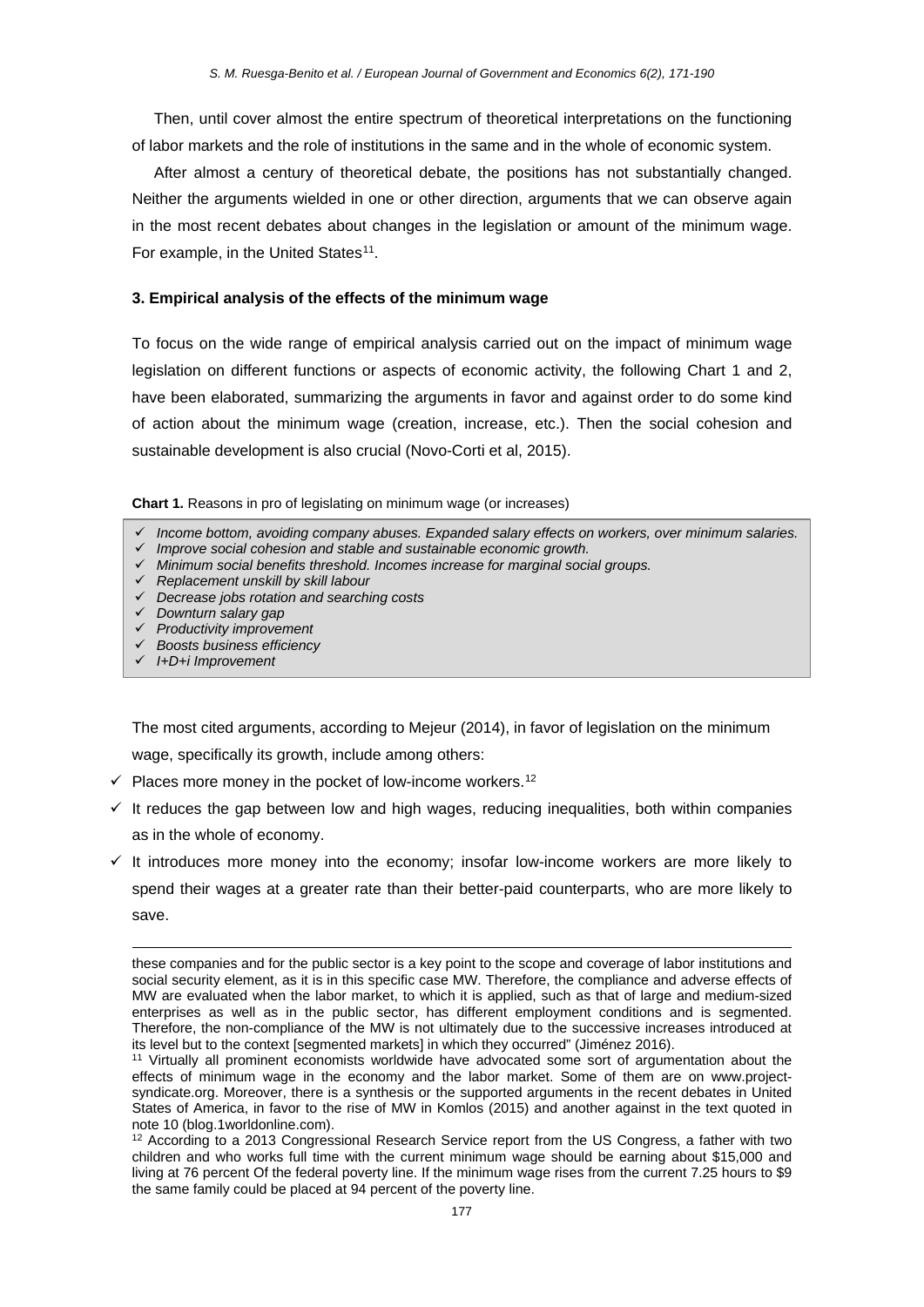Then, until cover almost the entire spectrum of theoretical interpretations on the functioning of labor markets and the role of institutions in the same and in the whole of economic system.

After almost a century of theoretical debate, the positions has not substantially changed. Neither the arguments wielded in one or other direction, arguments that we can observe again in the most recent debates about changes in the legislation or amount of the minimum wage. For example, in the United States[11].

### 3. Empirical analysis of the effects of the minimum wage

To focus on the wide range of empirical analysis carried out on the impact of minimum wage legislation on different functions or aspects of economic activity, the following Chart 1 and 2, have been elaborated, summarizing the arguments in favor and against order to do some kind of action about the minimum wage (creation, increase, etc.). Then the social cohesion and sustainable development is also crucial (Novo-Corti et al, 2015).

**Chart 1.** Reasons in pro of legislating on minimum wage (or increases)

- ✓ *Income bottom, avoiding company abuses. Expanded salary effects on workers, over minimum salaries.*
- ✓ *Improve social cohesion and stable and sustainable economic growth.*
- ✓ *Minimum social benefits threshold. Incomes increase for marginal social groups.*
- ✓ *Replacement unskill by skill labour*
- ✓ *Decrease jobs rotation and searching costs*
- ✓ *Downturn salary gap*
- ✓ *Productivity improvement*
- ✓ *Boosts business efficiency*
- ✓ *I+D+i Improvement*

The most cited arguments, according to Mejeur (2014), in favor of legislation on the minimum wage, specifically its growth, include among others:

- ✓ Places more money in the pocket of low-income workers.[12]
- ✓ It reduces the gap between low and high wages, reducing inequalities, both within companies as in the whole of economy.
- ✓ It introduces more money into the economy; insofar low-income workers are more likely to spend their wages at a greater rate than their better-paid counterparts, who are more likely to save.

---

these companies and for the public sector is a key point to the scope and coverage of labor institutions and social security element, as it is in this specific case MW. Therefore, the compliance and adverse effects of MW are evaluated when the labor market, to which it is applied, such as that of large and medium-sized enterprises as well as in the public sector, has different employment conditions and is segmented. Therefore, the non-compliance of the MW is not ultimately due to the successive increases introduced at its level but to the context [segmented markets] in which they occurred" (Jiménez 2016).

[11] Virtually all prominent economists worldwide have advocated some sort of argumentation about the effects of minimum wage in the economy and the labor market. Some of them are on www.project-syndicate.org. Moreover, there is a synthesis or the supported arguments in the recent debates in United States of America, in favor to the rise of MW in Komlos (2015) and another against in the text quoted in note 10 (blog.1worldonline.com).

[12] According to a 2013 Congressional Research Service report from the US Congress, a father with two children and who works full time with the current minimum wage should be earning about $15,000 and living at 76 percent Of the federal poverty line. If the minimum wage rises from the current 7.25 hours to $9 the same family could be placed at 94 percent of the poverty line.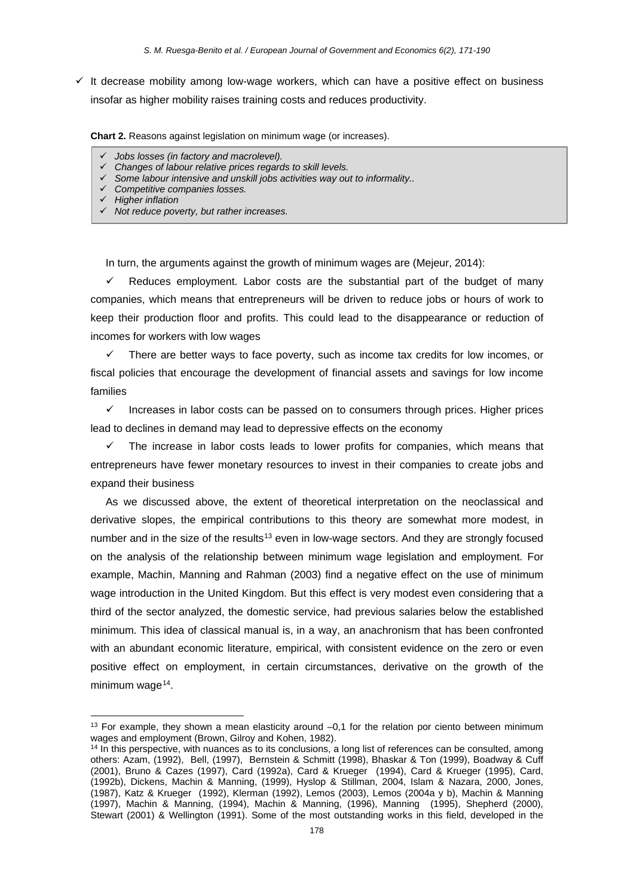- ✓ It decrease mobility among low-wage workers, which can have a positive effect on business insofar as higher mobility raises training costs and reduces productivity.

**Chart 2.** Reasons against legislation on minimum wage (or increases).

- ✓ *Jobs losses (in factory and macrolevel).*
- ✓ *Changes of labour relative prices regards to skill levels.*
- ✓ *Some labour intensive and unskill jobs activities way out to informality..*
- ✓ *Competitive companies losses.*
- ✓ *Higher inflation*
- ✓ *Not reduce poverty, but rather increases.*

In turn, the arguments against the growth of minimum wages are (Mejeur, 2014):

✓ Reduces employment. Labor costs are the substantial part of the budget of many companies, which means that entrepreneurs will be driven to reduce jobs or hours of work to keep their production floor and profits. This could lead to the disappearance or reduction of incomes for workers with low wages

✓ There are better ways to face poverty, such as income tax credits for low incomes, or fiscal policies that encourage the development of financial assets and savings for low income families

✓ Increases in labor costs can be passed on to consumers through prices. Higher prices lead to declines in demand may lead to depressive effects on the economy

✓ The increase in labor costs leads to lower profits for companies, which means that entrepreneurs have fewer monetary resources to invest in their companies to create jobs and expand their business

As we discussed above, the extent of theoretical interpretation on the neoclassical and derivative slopes, the empirical contributions to this theory are somewhat more modest, in number and in the size of the results[13] even in low-wage sectors. And they are strongly focused on the analysis of the relationship between minimum wage legislation and employment. For example, Machin, Manning and Rahman (2003) find a negative effect on the use of minimum wage introduction in the United Kingdom. But this effect is very modest even considering that a third of the sector analyzed, the domestic service, had previous salaries below the established minimum. This idea of classical manual is, in a way, an anachronism that has been confronted with an abundant economic literature, empirical, with consistent evidence on the zero or even positive effect on employment, in certain circumstances, derivative on the growth of the minimum wage[14].

---

[13] For example, they shown a mean elasticity around –0,1 for the relation por ciento between minimum wages and employment (Brown, Gilroy and Kohen, 1982).

[14] In this perspective, with nuances as to its conclusions, a long list of references can be consulted, among others: Azam, (1992), Bell, (1997), Bernstein & Schmitt (1998), Bhaskar & Ton (1999), Boadway & Cuff (2001), Bruno & Cazes (1997), Card (1992a), Card & Krueger (1994), Card & Krueger (1995), Card, (1992b), Dickens, Machin & Manning, (1999), Hyslop & Stillman, 2004, Islam & Nazara, 2000, Jones, (1987), Katz & Krueger (1992), Klerman (1992), Lemos (2003), Lemos (2004a y b), Machin & Manning (1997), Machin & Manning, (1994), Machin & Manning, (1996), Manning (1995), Shepherd (2000), Stewart (2001) & Wellington (1991). Some of the most outstanding works in this field, developed in the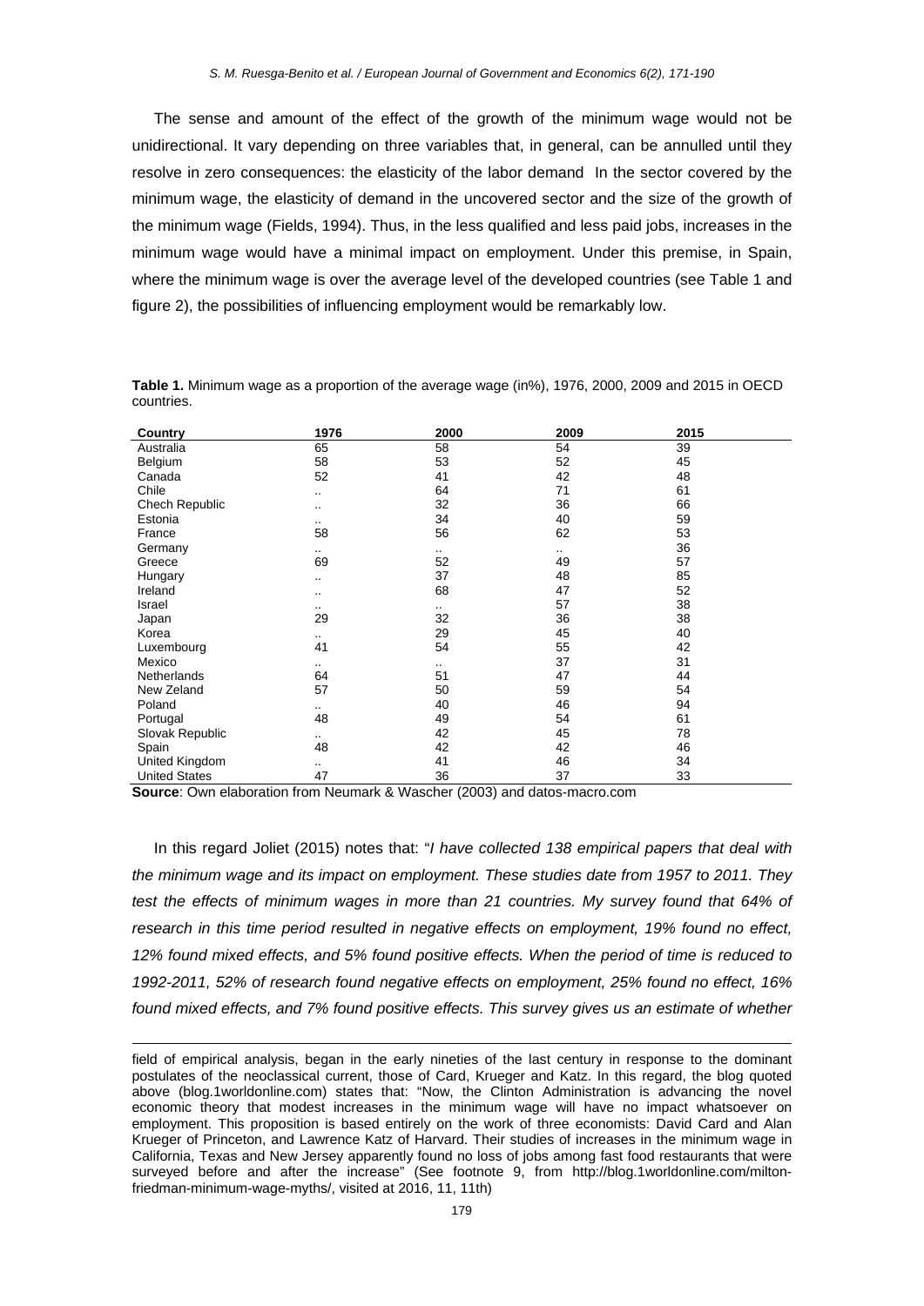The sense and amount of the effect of the growth of the minimum wage would not be unidirectional. It vary depending on three variables that, in general, can be annulled until they resolve in zero consequences: the elasticity of the labor demand In the sector covered by the minimum wage, the elasticity of demand in the uncovered sector and the size of the growth of the minimum wage (Fields, 1994). Thus, in the less qualified and less paid jobs, increases in the minimum wage would have a minimal impact on employment. Under this premise, in Spain, where the minimum wage is over the average level of the developed countries (see Table 1 and figure 2), the possibilities of influencing employment would be remarkably low.

**Table 1.** Minimum wage as a proportion of the average wage (in%), 1976, 2000, 2009 and 2015 in OECD countries.

| Country | 1976 | 2000 | 2009 | 2015 |
|---|---|---|---|---|
| Australia | 65 | 58 | 54 | 39 |
| Belgium | 58 | 53 | 52 | 45 |
| Canada | 52 | 41 | 42 | 48 |
| Chile | .. | 64 | 71 | 61 |
| Chech Republic | .. | 32 | 36 | 66 |
| Estonia | .. | 34 | 40 | 59 |
| France | 58 | 56 | 62 | 53 |
| Germany | .. | .. | .. | 36 |
| Greece | 69 | 52 | 49 | 57 |
| Hungary | .. | 37 | 48 | 85 |
| Ireland | .. | 68 | 47 | 52 |
| Israel | .. | .. | 57 | 38 |
| Japan | 29 | 32 | 36 | 38 |
| Korea | .. | 29 | 45 | 40 |
| Luxembourg | 41 | 54 | 55 | 42 |
| Mexico | .. | .. | 37 | 31 |
| Netherlands | 64 | 51 | 47 | 44 |
| New Zeland | 57 | 50 | 59 | 54 |
| Poland | .. | 40 | 46 | 94 |
| Portugal | 48 | 49 | 54 | 61 |
| Slovak Republic | .. | 42 | 45 | 78 |
| Spain | 48 | 42 | 42 | 46 |
| United Kingdom | .. | 41 | 46 | 34 |
| United States | 47 | 36 | 37 | 33 |

**Source**: Own elaboration from Neumark & Wascher (2003) and datos-macro.com

In this regard Joliet (2015) notes that: "*I have collected 138 empirical papers that deal with the minimum wage and its impact on employment. These studies date from 1957 to 2011. They test the effects of minimum wages in more than 21 countries. My survey found that 64% of research in this time period resulted in negative effects on employment, 19% found no effect, 12% found mixed effects, and 5% found positive effects. When the period of time is reduced to 1992-2011, 52% of research found negative effects on employment, 25% found no effect, 16% found mixed effects, and 7% found positive effects. This survey gives us an estimate of whether*

field of empirical analysis, began in the early nineties of the last century in response to the dominant postulates of the neoclassical current, those of Card, Krueger and Katz. In this regard, the blog quoted above (blog.1worldonline.com) states that: "Now, the Clinton Administration is advancing the novel economic theory that modest increases in the minimum wage will have no impact whatsoever on employment. This proposition is based entirely on the work of three economists: David Card and Alan Krueger of Princeton, and Lawrence Katz of Harvard. Their studies of increases in the minimum wage in California, Texas and New Jersey apparently found no loss of jobs among fast food restaurants that were surveyed before and after the increase" (See footnote 9, from http://blog.1worldonline.com/milton-friedman-minimum-wage-myths/, visited at 2016, 11, 11th)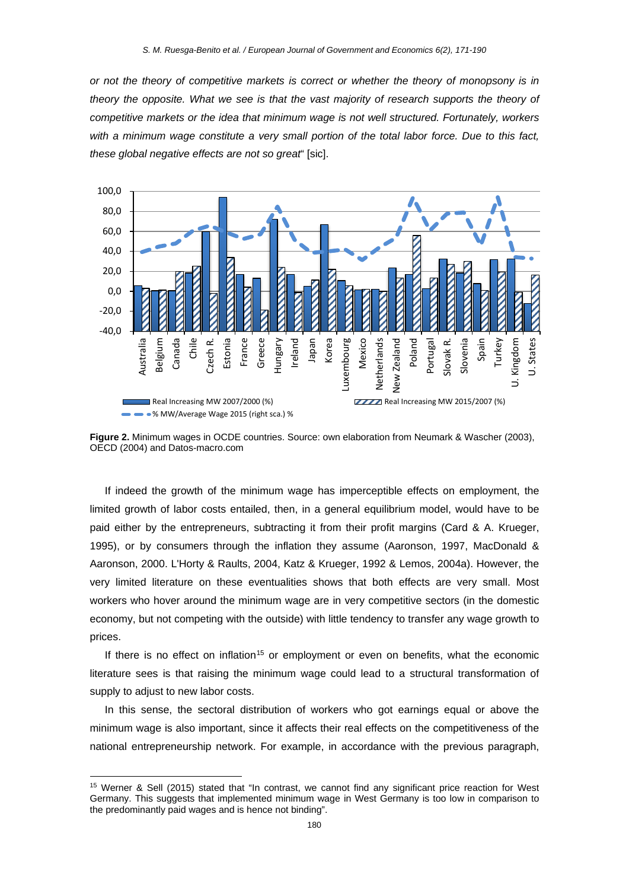*or not the theory of competitive markets is correct or whether the theory of monopsony is in theory the opposite. What we see is that the vast majority of research supports the theory of competitive markets or the idea that minimum wage is not well structured. Fortunately, workers with a minimum wage constitute a very small portion of the total labor force. Due to this fact, these global negative effects are not so great*" [sic].

**Figure 2.** Minimum wages in OCDE countries. Source: own elaboration from Neumark & Wascher (2003), OECD (2004) and Datos-macro.com

If indeed the growth of the minimum wage has imperceptible effects on employment, the limited growth of labor costs entailed, then, in a general equilibrium model, would have to be paid either by the entrepreneurs, subtracting it from their profit margins (Card & A. Krueger, 1995), or by consumers through the inflation they assume (Aaronson, 1997, MacDonald & Aaronson, 2000. L'Horty & Raults, 2004, Katz & Krueger, 1992 & Lemos, 2004a). However, the very limited literature on these eventualities shows that both effects are very small. Most workers who hover around the minimum wage are in very competitive sectors (in the domestic economy, but not competing with the outside) with little tendency to transfer any wage growth to prices.

If there is no effect on inflation[15] or employment or even on benefits, what the economic literature sees is that raising the minimum wage could lead to a structural transformation of supply to adjust to new labor costs.

In this sense, the sectoral distribution of workers who got earnings equal or above the minimum wage is also important, since it affects their real effects on the competitiveness of the national entrepreneurship network. For example, in accordance with the previous paragraph,

[15] Werner & Sell (2015) stated that "In contrast, we cannot find any significant price reaction for West Germany. This suggests that implemented minimum wage in West Germany is too low in comparison to the predominantly paid wages and is hence not binding".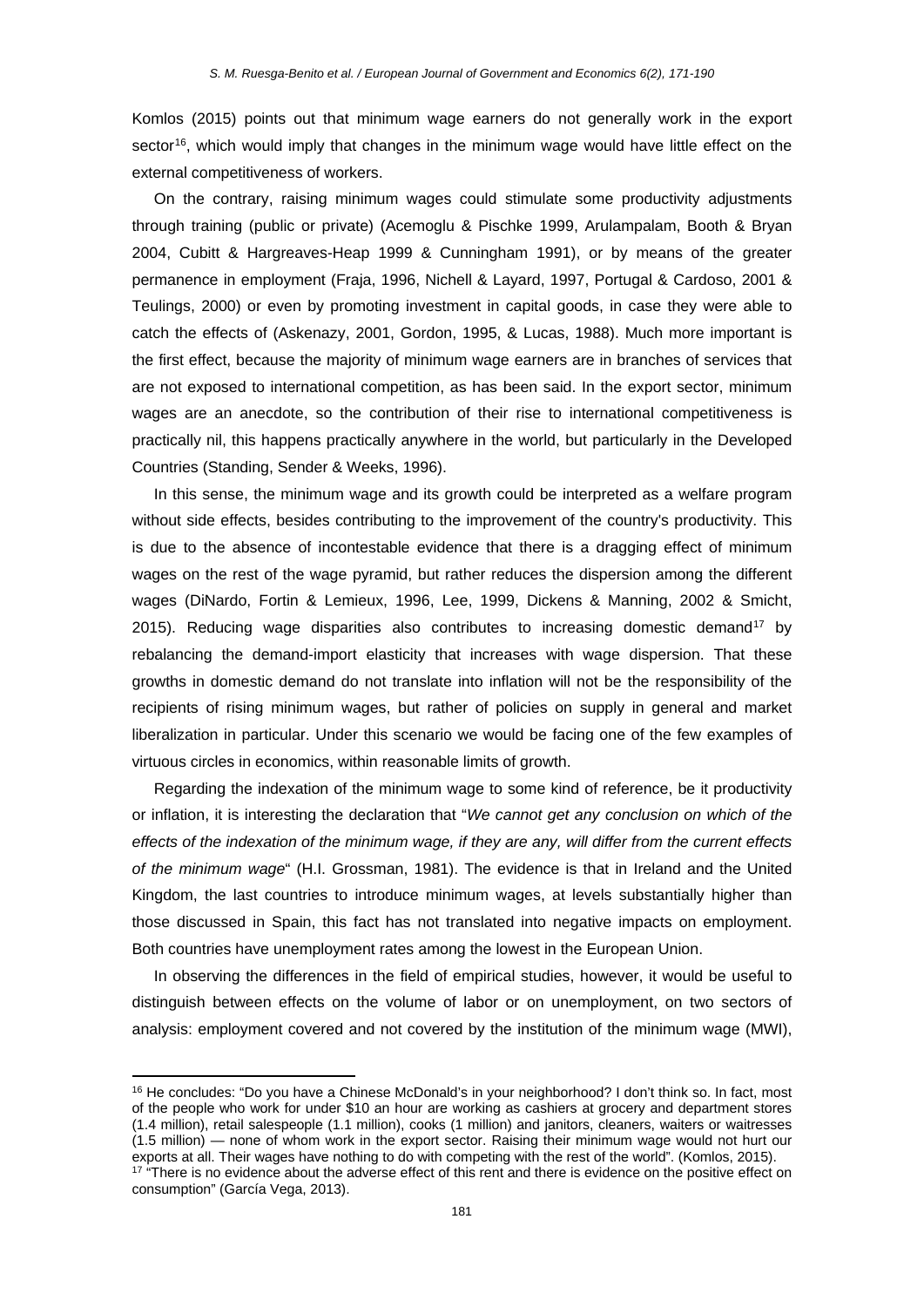Komlos (2015) points out that minimum wage earners do not generally work in the export sector[16], which would imply that changes in the minimum wage would have little effect on the external competitiveness of workers.

On the contrary, raising minimum wages could stimulate some productivity adjustments through training (public or private) (Acemoglu & Pischke 1999, Arulampalam, Booth & Bryan 2004, Cubitt & Hargreaves-Heap 1999 & Cunningham 1991), or by means of the greater permanence in employment (Fraja, 1996, Nichell & Layard, 1997, Portugal & Cardoso, 2001 & Teulings, 2000) or even by promoting investment in capital goods, in case they were able to catch the effects of (Askenazy, 2001, Gordon, 1995, & Lucas, 1988). Much more important is the first effect, because the majority of minimum wage earners are in branches of services that are not exposed to international competition, as has been said. In the export sector, minimum wages are an anecdote, so the contribution of their rise to international competitiveness is practically nil, this happens practically anywhere in the world, but particularly in the Developed Countries (Standing, Sender & Weeks, 1996).

In this sense, the minimum wage and its growth could be interpreted as a welfare program without side effects, besides contributing to the improvement of the country's productivity. This is due to the absence of incontestable evidence that there is a dragging effect of minimum wages on the rest of the wage pyramid, but rather reduces the dispersion among the different wages (DiNardo, Fortin & Lemieux, 1996, Lee, 1999, Dickens & Manning, 2002 & Smicht, 2015). Reducing wage disparities also contributes to increasing domestic demand[17] by rebalancing the demand-import elasticity that increases with wage dispersion. That these growths in domestic demand do not translate into inflation will not be the responsibility of the recipients of rising minimum wages, but rather of policies on supply in general and market liberalization in particular. Under this scenario we would be facing one of the few examples of virtuous circles in economics, within reasonable limits of growth.

Regarding the indexation of the minimum wage to some kind of reference, be it productivity or inflation, it is interesting the declaration that "*We cannot get any conclusion on which of the effects of the indexation of the minimum wage, if they are any, will differ from the current effects of the minimum wage*" (H.I. Grossman, 1981). The evidence is that in Ireland and the United Kingdom, the last countries to introduce minimum wages, at levels substantially higher than those discussed in Spain, this fact has not translated into negative impacts on employment. Both countries have unemployment rates among the lowest in the European Union.

In observing the differences in the field of empirical studies, however, it would be useful to distinguish between effects on the volume of labor or on unemployment, on two sectors of analysis: employment covered and not covered by the institution of the minimum wage (MWI),

---

[16] He concludes: "Do you have a Chinese McDonald's in your neighborhood? I don't think so. In fact, most of the people who work for under $10 an hour are working as cashiers at grocery and department stores (1.4 million), retail salespeople (1.1 million), cooks (1 million) and janitors, cleaners, waiters or waitresses (1.5 million) — none of whom work in the export sector. Raising their minimum wage would not hurt our exports at all. Their wages have nothing to do with competing with the rest of the world". (Komlos, 2015).

[17] "There is no evidence about the adverse effect of this rent and there is evidence on the positive effect on consumption" (García Vega, 2013).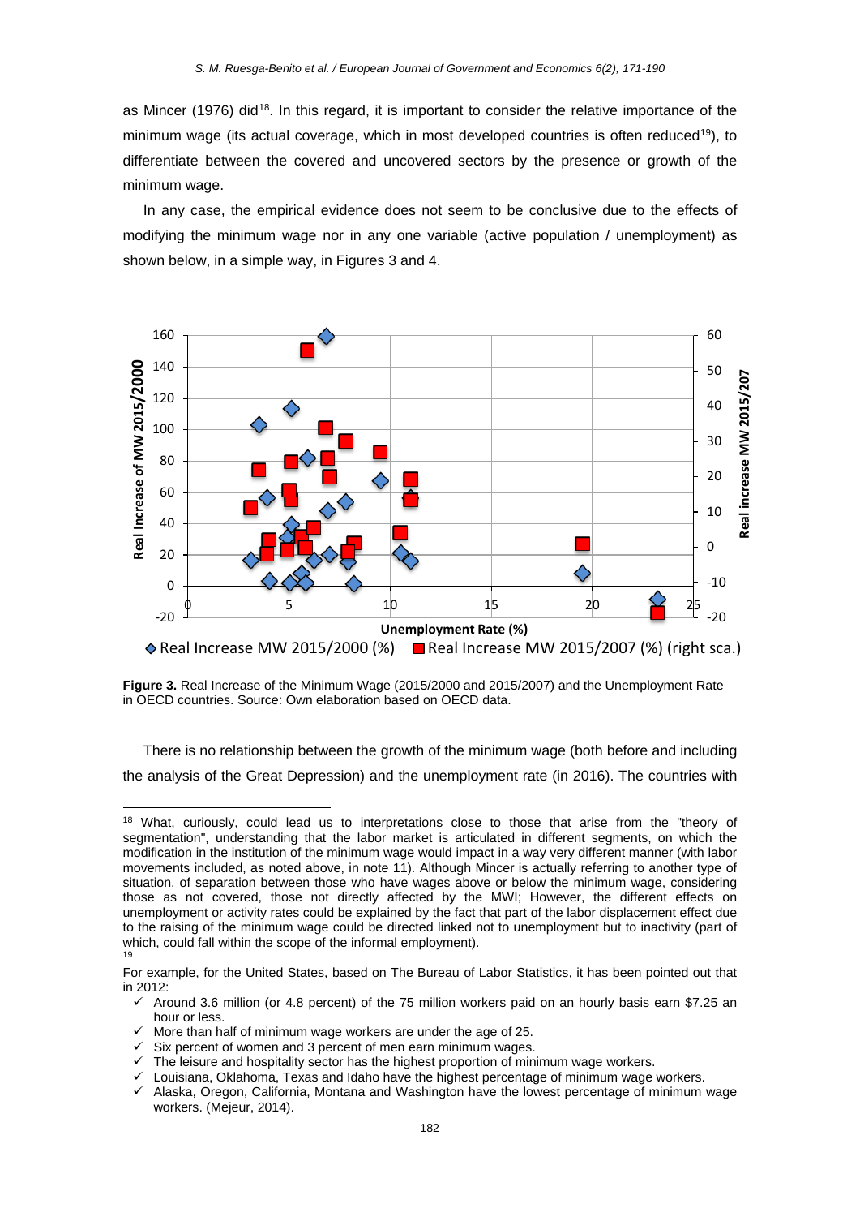as Mincer (1976) did[18]. In this regard, it is important to consider the relative importance of the minimum wage (its actual coverage, which in most developed countries is often reduced[19]), to differentiate between the covered and uncovered sectors by the presence or growth of the minimum wage.

In any case, the empirical evidence does not seem to be conclusive due to the effects of modifying the minimum wage nor in any one variable (active population / unemployment) as shown below, in a simple way, in Figures 3 and 4.

**Figure 3.** Real Increase of the Minimum Wage (2015/2000 and 2015/2007) and the Unemployment Rate in OECD countries. Source: Own elaboration based on OECD data.

There is no relationship between the growth of the minimum wage (both before and including the analysis of the Great Depression) and the unemployment rate (in 2016). The countries with

---

[18] What, curiously, could lead us to interpretations close to those that arise from the "theory of segmentation", understanding that the labor market is articulated in different segments, on which the modification in the institution of the minimum wage would impact in a way very different manner (with labor movements included, as noted above, in note 11). Although Mincer is actually referring to another type of situation, of separation between those who have wages above or below the minimum wage, considering those as not covered, those not directly affected by the MWI; However, the different effects on unemployment or activity rates could be explained by the fact that part of the labor displacement effect due to the raising of the minimum wage could be directed linked not to unemployment but to inactivity (part of which, could fall within the scope of the informal employment).

[19] For example, for the United States, based on The Bureau of Labor Statistics, it has been pointed out that in 2012:

- ✓ Around 3.6 million (or 4.8 percent) of the 75 million workers paid on an hourly basis earn $7.25 an hour or less.
- ✓ More than half of minimum wage workers are under the age of 25.
- ✓ Six percent of women and 3 percent of men earn minimum wages.
- ✓ The leisure and hospitality sector has the highest proportion of minimum wage workers.
- ✓ Louisiana, Oklahoma, Texas and Idaho have the highest percentage of minimum wage workers.
- ✓ Alaska, Oregon, California, Montana and Washington have the lowest percentage of minimum wage workers. (Mejeur, 2014).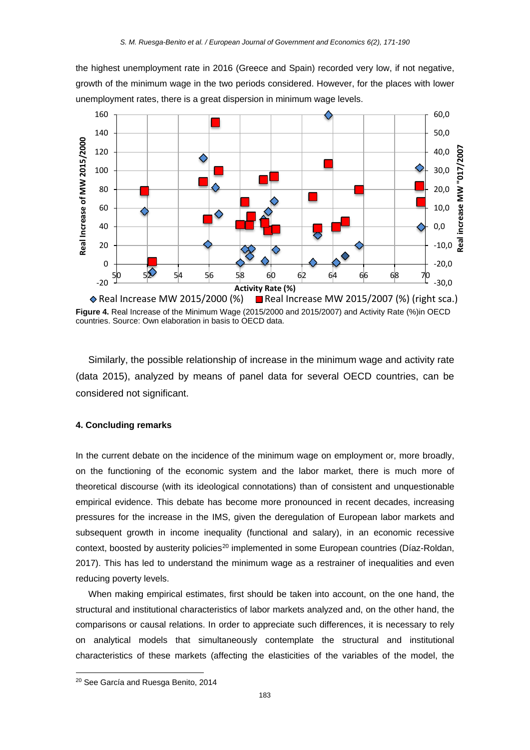the highest unemployment rate in 2016 (Greece and Spain) recorded very low, if not negative, growth of the minimum wage in the two periods considered. However, for the places with lower unemployment rates, there is a great dispersion in minimum wage levels.

**Figure 4.** Real Increase of the Minimum Wage (2015/2000 and 2015/2007) and Activity Rate (%)in OECD countries. Source: Own elaboration in basis to OECD data.

Similarly, the possible relationship of increase in the minimum wage and activity rate (data 2015), analyzed by means of panel data for several OECD countries, can be considered not significant.

#### 4. Concluding remarks

In the current debate on the incidence of the minimum wage on employment or, more broadly, on the functioning of the economic system and the labor market, there is much more of theoretical discourse (with its ideological connotations) than of consistent and unquestionable empirical evidence. This debate has become more pronounced in recent decades, increasing pressures for the increase in the IMS, given the deregulation of European labor markets and subsequent growth in income inequality (functional and salary), in an economic recessive context, boosted by austerity policies[20] implemented in some European countries (Díaz-Roldan, 2017). This has led to understand the minimum wage as a restrainer of inequalities and even reducing poverty levels.

When making empirical estimates, first should be taken into account, on the one hand, the structural and institutional characteristics of labor markets analyzed and, on the other hand, the comparisons or causal relations. In order to appreciate such differences, it is necessary to rely on analytical models that simultaneously contemplate the structural and institutional characteristics of these markets (affecting the elasticities of the variables of the model, the

[20] See García and Ruesga Benito, 2014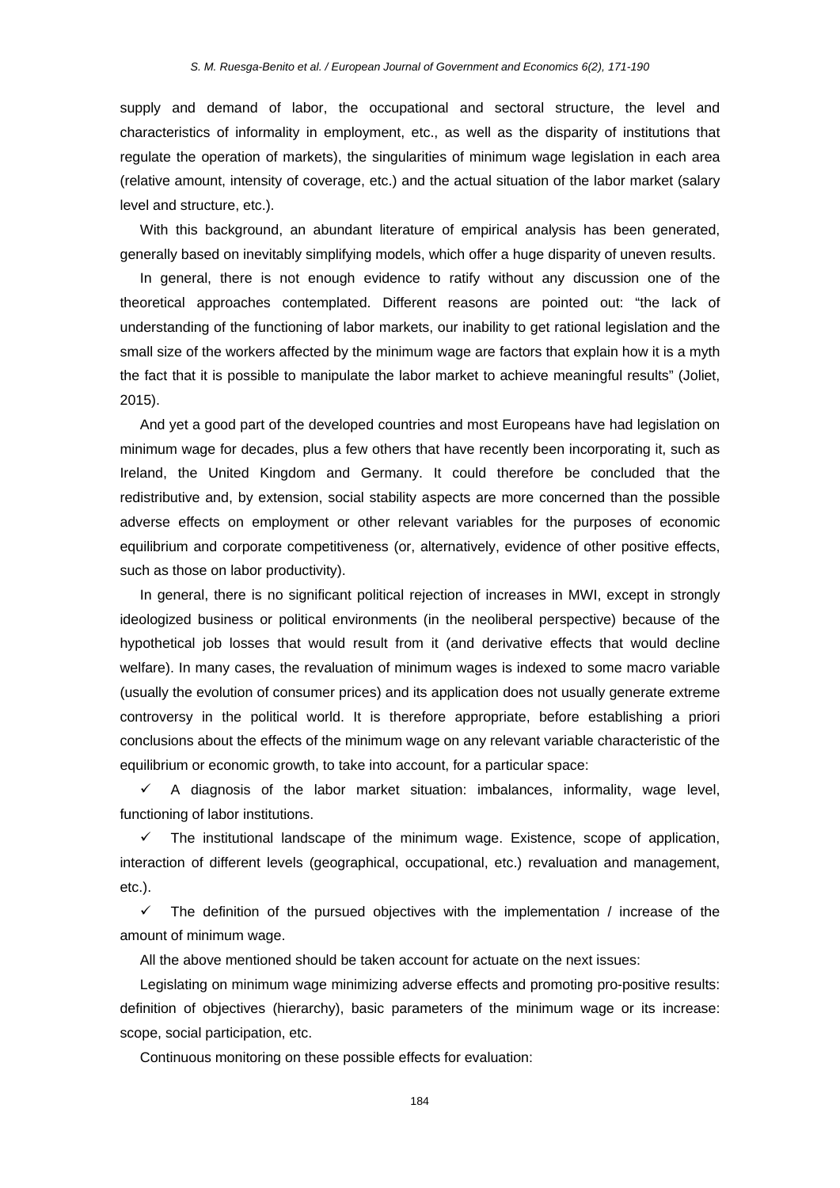supply and demand of labor, the occupational and sectoral structure, the level and characteristics of informality in employment, etc., as well as the disparity of institutions that regulate the operation of markets), the singularities of minimum wage legislation in each area (relative amount, intensity of coverage, etc.) and the actual situation of the labor market (salary level and structure, etc.).

With this background, an abundant literature of empirical analysis has been generated, generally based on inevitably simplifying models, which offer a huge disparity of uneven results.

In general, there is not enough evidence to ratify without any discussion one of the theoretical approaches contemplated. Different reasons are pointed out: "the lack of understanding of the functioning of labor markets, our inability to get rational legislation and the small size of the workers affected by the minimum wage are factors that explain how it is a myth the fact that it is possible to manipulate the labor market to achieve meaningful results" (Joliet, 2015).

And yet a good part of the developed countries and most Europeans have had legislation on minimum wage for decades, plus a few others that have recently been incorporating it, such as Ireland, the United Kingdom and Germany. It could therefore be concluded that the redistributive and, by extension, social stability aspects are more concerned than the possible adverse effects on employment or other relevant variables for the purposes of economic equilibrium and corporate competitiveness (or, alternatively, evidence of other positive effects, such as those on labor productivity).

In general, there is no significant political rejection of increases in MWI, except in strongly ideologized business or political environments (in the neoliberal perspective) because of the hypothetical job losses that would result from it (and derivative effects that would decline welfare). In many cases, the revaluation of minimum wages is indexed to some macro variable (usually the evolution of consumer prices) and its application does not usually generate extreme controversy in the political world. It is therefore appropriate, before establishing a priori conclusions about the effects of the minimum wage on any relevant variable characteristic of the equilibrium or economic growth, to take into account, for a particular space:

- ✓ A diagnosis of the labor market situation: imbalances, informality, wage level, functioning of labor institutions.
- ✓ The institutional landscape of the minimum wage. Existence, scope of application, interaction of different levels (geographical, occupational, etc.) revaluation and management, etc.).
- ✓ The definition of the pursued objectives with the implementation / increase of the amount of minimum wage.

All the above mentioned should be taken account for actuate on the next issues:

Legislating on minimum wage minimizing adverse effects and promoting pro-positive results: definition of objectives (hierarchy), basic parameters of the minimum wage or its increase: scope, social participation, etc.

Continuous monitoring on these possible effects for evaluation: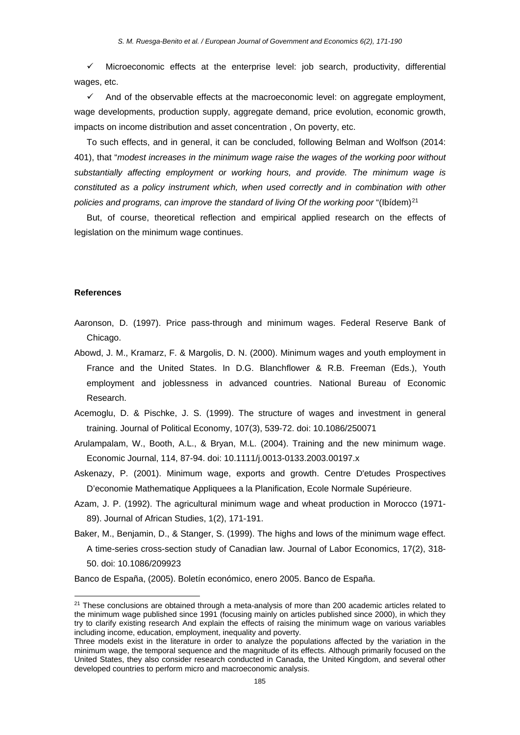- ✓ Microeconomic effects at the enterprise level: job search, productivity, differential wages, etc.
- ✓ And of the observable effects at the macroeconomic level: on aggregate employment, wage developments, production supply, aggregate demand, price evolution, economic growth, impacts on income distribution and asset concentration , On poverty, etc.

To such effects, and in general, it can be concluded, following Belman and Wolfson (2014: 401), that "*modest increases in the minimum wage raise the wages of the working poor without substantially affecting employment or working hours, and provide. The minimum wage is constituted as a policy instrument which, when used correctly and in combination with other policies and programs, can improve the standard of living Of the working poor* "(Ibídem)[21]

But, of course, theoretical reflection and empirical applied research on the effects of legislation on the minimum wage continues.

**References**

Aaronson, D. (1997). Price pass-through and minimum wages. Federal Reserve Bank of Chicago.

Abowd, J. M., Kramarz, F. & Margolis, D. N. (2000). Minimum wages and youth employment in France and the United States. In D.G. Blanchflower & R.B. Freeman (Eds.), Youth employment and joblessness in advanced countries. National Bureau of Economic Research.

Acemoglu, D. & Pischke, J. S. (1999). The structure of wages and investment in general training. Journal of Political Economy, 107(3), 539-72. doi: 10.1086/250071

Arulampalam, W., Booth, A.L., & Bryan, M.L. (2004). Training and the new minimum wage. Economic Journal, 114, 87-94. doi: 10.1111/j.0013-0133.2003.00197.x

Askenazy, P. (2001). Minimum wage, exports and growth. Centre D'etudes Prospectives D'economie Mathematique Appliquees a la Planification, Ecole Normale Supérieure.

Azam, J. P. (1992). The agricultural minimum wage and wheat production in Morocco (1971-89). Journal of African Studies, 1(2), 171-191.

Baker, M., Benjamin, D., & Stanger, S. (1999). The highs and lows of the minimum wage effect. A time-series cross-section study of Canadian law. Journal of Labor Economics, 17(2), 318-50. doi: 10.1086/209923

Banco de España, (2005). Boletín económico, enero 2005. Banco de España.

---

[21] These conclusions are obtained through a meta-analysis of more than 200 academic articles related to the minimum wage published since 1991 (focusing mainly on articles published since 2000), in which they try to clarify existing research And explain the effects of raising the minimum wage on various variables including income, education, employment, inequality and poverty.
Three models exist in the literature in order to analyze the populations affected by the variation in the minimum wage, the temporal sequence and the magnitude of its effects. Although primarily focused on the United States, they also consider research conducted in Canada, the United Kingdom, and several other developed countries to perform micro and macroeconomic analysis.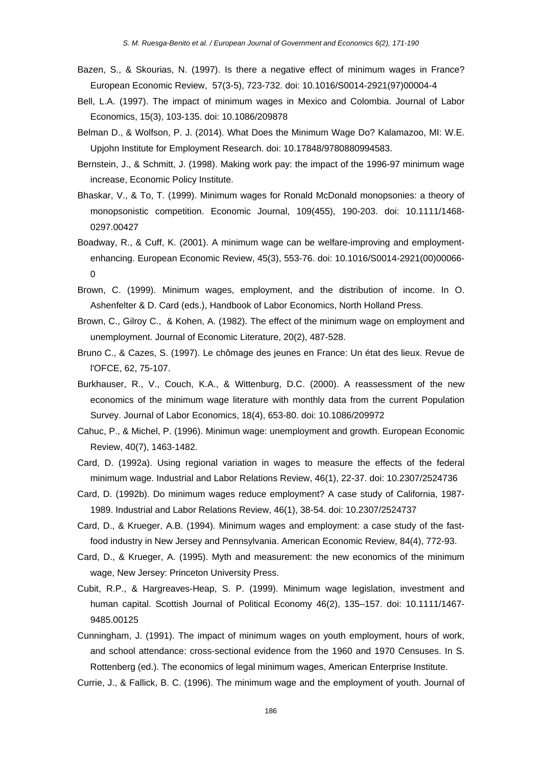Bazen, S., & Skourias, N. (1997). Is there a negative effect of minimum wages in France? European Economic Review, 57(3-5), 723-732. doi: 10.1016/S0014-2921(97)00004-4

Bell, L.A. (1997). The impact of minimum wages in Mexico and Colombia. Journal of Labor Economics, 15(3), 103-135. doi: 10.1086/209878

Belman D., & Wolfson, P. J. (2014). What Does the Minimum Wage Do? Kalamazoo, MI: W.E. Upjohn Institute for Employment Research. doi: 10.17848/9780880994583.

Bernstein, J., & Schmitt, J. (1998). Making work pay: the impact of the 1996-97 minimum wage increase, Economic Policy Institute.

Bhaskar, V., & To, T. (1999). Minimum wages for Ronald McDonald monopsonies: a theory of monopsonistic competition. Economic Journal, 109(455), 190-203. doi: 10.1111/1468-0297.00427

Boadway, R., & Cuff, K. (2001). A minimum wage can be welfare-improving and employment-enhancing. European Economic Review, 45(3), 553-76. doi: 10.1016/S0014-2921(00)00066-0

Brown, C. (1999). Minimum wages, employment, and the distribution of income. In O. Ashenfelter & D. Card (eds.), Handbook of Labor Economics, North Holland Press.

Brown, C., Gilroy C., & Kohen, A. (1982). The effect of the minimum wage on employment and unemployment. Journal of Economic Literature, 20(2), 487-528.

Bruno C., & Cazes, S. (1997). Le chômage des jeunes en France: Un état des lieux. Revue de l'OFCE, 62, 75-107.

Burkhauser, R., V., Couch, K.A., & Wittenburg, D.C. (2000). A reassessment of the new economics of the minimum wage literature with monthly data from the current Population Survey. Journal of Labor Economics, 18(4), 653-80. doi: 10.1086/209972

Cahuc, P., & Michel, P. (1996). Minimun wage: unemployment and growth. European Economic Review, 40(7), 1463-1482.

Card, D. (1992a). Using regional variation in wages to measure the effects of the federal minimum wage. Industrial and Labor Relations Review, 46(1), 22-37. doi: 10.2307/2524736

Card, D. (1992b). Do minimum wages reduce employment? A case study of California, 1987-1989. Industrial and Labor Relations Review, 46(1), 38-54. doi: 10.2307/2524737

Card, D., & Krueger, A.B. (1994). Minimum wages and employment: a case study of the fast-food industry in New Jersey and Pennsylvania. American Economic Review, 84(4), 772-93.

Card, D., & Krueger, A. (1995). Myth and measurement: the new economics of the minimum wage, New Jersey: Princeton University Press.

Cubit, R.P., & Hargreaves-Heap, S. P. (1999). Minimum wage legislation, investment and human capital. Scottish Journal of Political Economy 46(2), 135–157. doi: 10.1111/1467-9485.00125

Cunningham, J. (1991). The impact of minimum wages on youth employment, hours of work, and school attendance: cross-sectional evidence from the 1960 and 1970 Censuses. In S. Rottenberg (ed.). The economics of legal minimum wages, American Enterprise Institute.

Currie, J., & Fallick, B. C. (1996). The minimum wage and the employment of youth. Journal of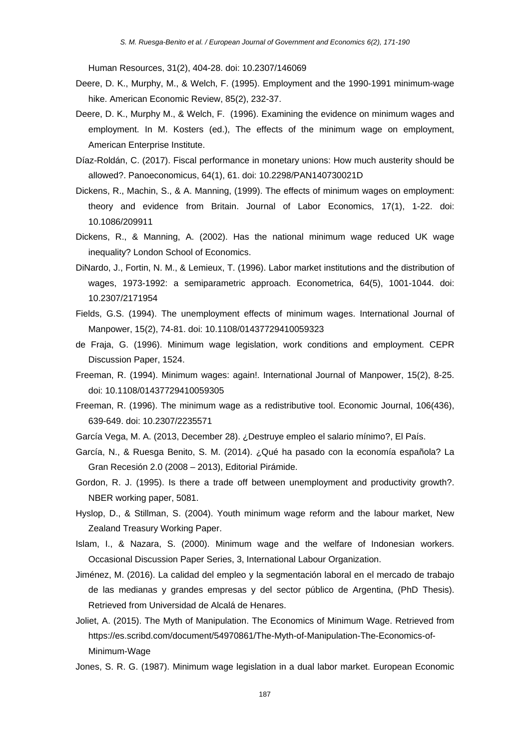Human Resources, 31(2), 404-28. doi: 10.2307/146069

Deere, D. K., Murphy, M., & Welch, F. (1995). Employment and the 1990-1991 minimum-wage hike. American Economic Review, 85(2), 232-37.

Deere, D. K., Murphy M., & Welch, F. (1996). Examining the evidence on minimum wages and employment. In M. Kosters (ed.), The effects of the minimum wage on employment, American Enterprise Institute.

Díaz-Roldán, C. (2017). Fiscal performance in monetary unions: How much austerity should be allowed?. Panoeconomicus, 64(1), 61. doi: 10.2298/PAN140730021D

Dickens, R., Machin, S., & A. Manning, (1999). The effects of minimum wages on employment: theory and evidence from Britain. Journal of Labor Economics, 17(1), 1-22. doi: 10.1086/209911

Dickens, R., & Manning, A. (2002). Has the national minimum wage reduced UK wage inequality? London School of Economics.

DiNardo, J., Fortin, N. M., & Lemieux, T. (1996). Labor market institutions and the distribution of wages, 1973-1992: a semiparametric approach. Econometrica, 64(5), 1001-1044. doi: 10.2307/2171954

Fields, G.S. (1994). The unemployment effects of minimum wages. International Journal of Manpower, 15(2), 74-81. doi: 10.1108/01437729410059323

de Fraja, G. (1996). Minimum wage legislation, work conditions and employment. CEPR Discussion Paper, 1524.

Freeman, R. (1994). Minimum wages: again!. International Journal of Manpower, 15(2), 8-25. doi: 10.1108/01437729410059305

Freeman, R. (1996). The minimum wage as a redistributive tool. Economic Journal, 106(436), 639-649. doi: 10.2307/2235571

García Vega, M. A. (2013, December 28). ¿Destruye empleo el salario mínimo?, El País.

García, N., & Ruesga Benito, S. M. (2014). ¿Qué ha pasado con la economía española? La Gran Recesión 2.0 (2008 – 2013), Editorial Pirámide.

Gordon, R. J. (1995). Is there a trade off between unemployment and productivity growth?. NBER working paper, 5081.

Hyslop, D., & Stillman, S. (2004). Youth minimum wage reform and the labour market, New Zealand Treasury Working Paper.

Islam, I., & Nazara, S. (2000). Minimum wage and the welfare of Indonesian workers. Occasional Discussion Paper Series, 3, International Labour Organization.

Jiménez, M. (2016). La calidad del empleo y la segmentación laboral en el mercado de trabajo de las medianas y grandes empresas y del sector público de Argentina, (PhD Thesis). Retrieved from Universidad de Alcalá de Henares.

Joliet, A. (2015). The Myth of Manipulation. The Economics of Minimum Wage. Retrieved from https://es.scribd.com/document/54970861/The-Myth-of-Manipulation-The-Economics-of-Minimum-Wage

Jones, S. R. G. (1987). Minimum wage legislation in a dual labor market. European Economic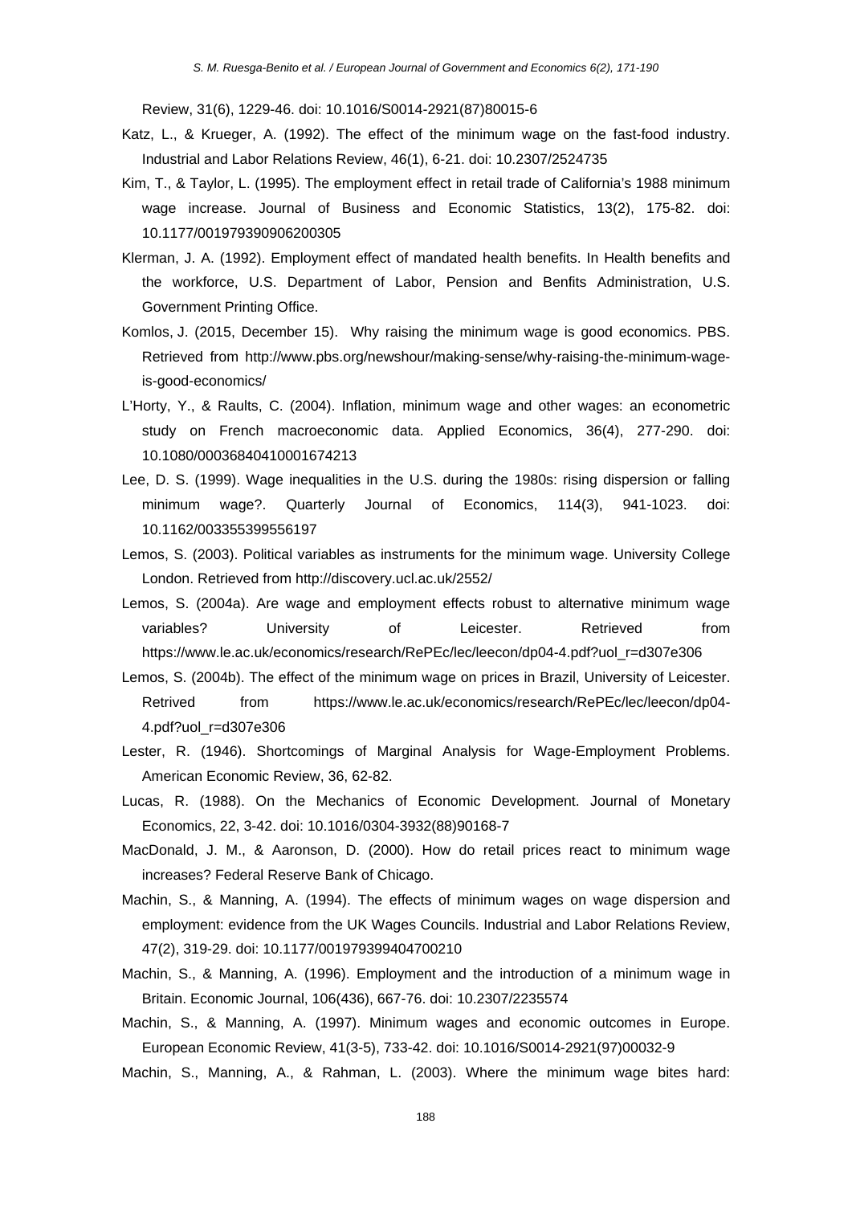Review, 31(6), 1229-46. doi: 10.1016/S0014-2921(87)80015-6

Katz, L., & Krueger, A. (1992). The effect of the minimum wage on the fast-food industry. Industrial and Labor Relations Review, 46(1), 6-21. doi: 10.2307/2524735

Kim, T., & Taylor, L. (1995). The employment effect in retail trade of California's 1988 minimum wage increase. Journal of Business and Economic Statistics, 13(2), 175-82. doi: 10.1177/001979390906200305

Klerman, J. A. (1992). Employment effect of mandated health benefits. In Health benefits and the workforce, U.S. Department of Labor, Pension and Benfits Administration, U.S. Government Printing Office.

Komlos, J. (2015, December 15). Why raising the minimum wage is good economics. PBS. Retrieved from http://www.pbs.org/newshour/making-sense/why-raising-the-minimum-wage-is-good-economics/

L'Horty, Y., & Raults, C. (2004). Inflation, minimum wage and other wages: an econometric study on French macroeconomic data. Applied Economics, 36(4), 277-290. doi: 10.1080/00036840410001674213

Lee, D. S. (1999). Wage inequalities in the U.S. during the 1980s: rising dispersion or falling minimum wage?. Quarterly Journal of Economics, 114(3), 941-1023. doi: 10.1162/003355399556197

Lemos, S. (2003). Political variables as instruments for the minimum wage. University College London. Retrieved from http://discovery.ucl.ac.uk/2552/

Lemos, S. (2004a). Are wage and employment effects robust to alternative minimum wage variables? University of Leicester. Retrieved from https://www.le.ac.uk/economics/research/RePEc/lec/leecon/dp04-4.pdf?uol_r=d307e306

Lemos, S. (2004b). The effect of the minimum wage on prices in Brazil, University of Leicester. Retrived from https://www.le.ac.uk/economics/research/RePEc/lec/leecon/dp04-4.pdf?uol_r=d307e306

Lester, R. (1946). Shortcomings of Marginal Analysis for Wage-Employment Problems. American Economic Review, 36, 62-82.

Lucas, R. (1988). On the Mechanics of Economic Development. Journal of Monetary Economics, 22, 3-42. doi: 10.1016/0304-3932(88)90168-7

MacDonald, J. M., & Aaronson, D. (2000). How do retail prices react to minimum wage increases? Federal Reserve Bank of Chicago.

Machin, S., & Manning, A. (1994). The effects of minimum wages on wage dispersion and employment: evidence from the UK Wages Councils. Industrial and Labor Relations Review, 47(2), 319-29. doi: 10.1177/001979399404700210

Machin, S., & Manning, A. (1996). Employment and the introduction of a minimum wage in Britain. Economic Journal, 106(436), 667-76. doi: 10.2307/2235574

Machin, S., & Manning, A. (1997). Minimum wages and economic outcomes in Europe. European Economic Review, 41(3-5), 733-42. doi: 10.1016/S0014-2921(97)00032-9

Machin, S., Manning, A., & Rahman, L. (2003). Where the minimum wage bites hard: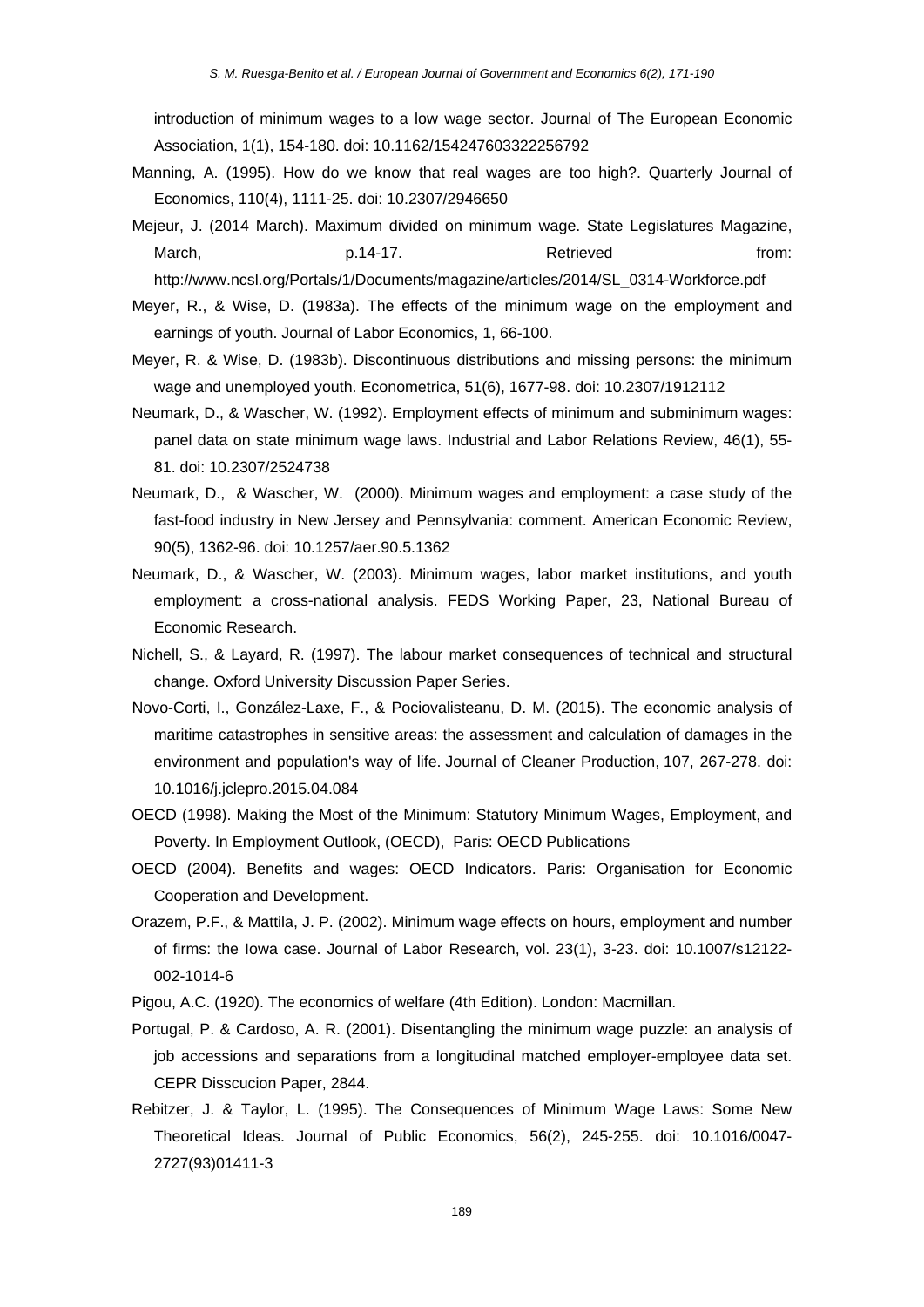introduction of minimum wages to a low wage sector. Journal of The European Economic Association, 1(1), 154-180. doi: 10.1162/154247603322256792

Manning, A. (1995). How do we know that real wages are too high?. Quarterly Journal of Economics, 110(4), 1111-25. doi: 10.2307/2946650

Mejeur, J. (2014 March). Maximum divided on minimum wage. State Legislatures Magazine, March, p.14-17. Retrieved from: http://www.ncsl.org/Portals/1/Documents/magazine/articles/2014/SL_0314-Workforce.pdf

Meyer, R., & Wise, D. (1983a). The effects of the minimum wage on the employment and earnings of youth. Journal of Labor Economics, 1, 66-100.

Meyer, R. & Wise, D. (1983b). Discontinuous distributions and missing persons: the minimum wage and unemployed youth. Econometrica, 51(6), 1677-98. doi: 10.2307/1912112

Neumark, D., & Wascher, W. (1992). Employment effects of minimum and subminimum wages: panel data on state minimum wage laws. Industrial and Labor Relations Review, 46(1), 55-81. doi: 10.2307/2524738

Neumark, D., & Wascher, W. (2000). Minimum wages and employment: a case study of the fast-food industry in New Jersey and Pennsylvania: comment. American Economic Review, 90(5), 1362-96. doi: 10.1257/aer.90.5.1362

Neumark, D., & Wascher, W. (2003). Minimum wages, labor market institutions, and youth employment: a cross-national analysis. FEDS Working Paper, 23, National Bureau of Economic Research.

Nichell, S., & Layard, R. (1997). The labour market consequences of technical and structural change. Oxford University Discussion Paper Series.

Novo-Corti, I., González-Laxe, F., & Pociovalisteanu, D. M. (2015). The economic analysis of maritime catastrophes in sensitive areas: the assessment and calculation of damages in the environment and population's way of life. Journal of Cleaner Production, 107, 267-278. doi: 10.1016/j.jclepro.2015.04.084

OECD (1998). Making the Most of the Minimum: Statutory Minimum Wages, Employment, and Poverty. In Employment Outlook, (OECD), Paris: OECD Publications

OECD (2004). Benefits and wages: OECD Indicators. Paris: Organisation for Economic Cooperation and Development.

Orazem, P.F., & Mattila, J. P. (2002). Minimum wage effects on hours, employment and number of firms: the Iowa case. Journal of Labor Research, vol. 23(1), 3-23. doi: 10.1007/s12122-002-1014-6

Pigou, A.C. (1920). The economics of welfare (4th Edition). London: Macmillan.

Portugal, P. & Cardoso, A. R. (2001). Disentangling the minimum wage puzzle: an analysis of job accessions and separations from a longitudinal matched employer-employee data set. CEPR Disscucion Paper, 2844.

Rebitzer, J. & Taylor, L. (1995). The Consequences of Minimum Wage Laws: Some New Theoretical Ideas. Journal of Public Economics, 56(2), 245-255. doi: 10.1016/0047-2727(93)01411-3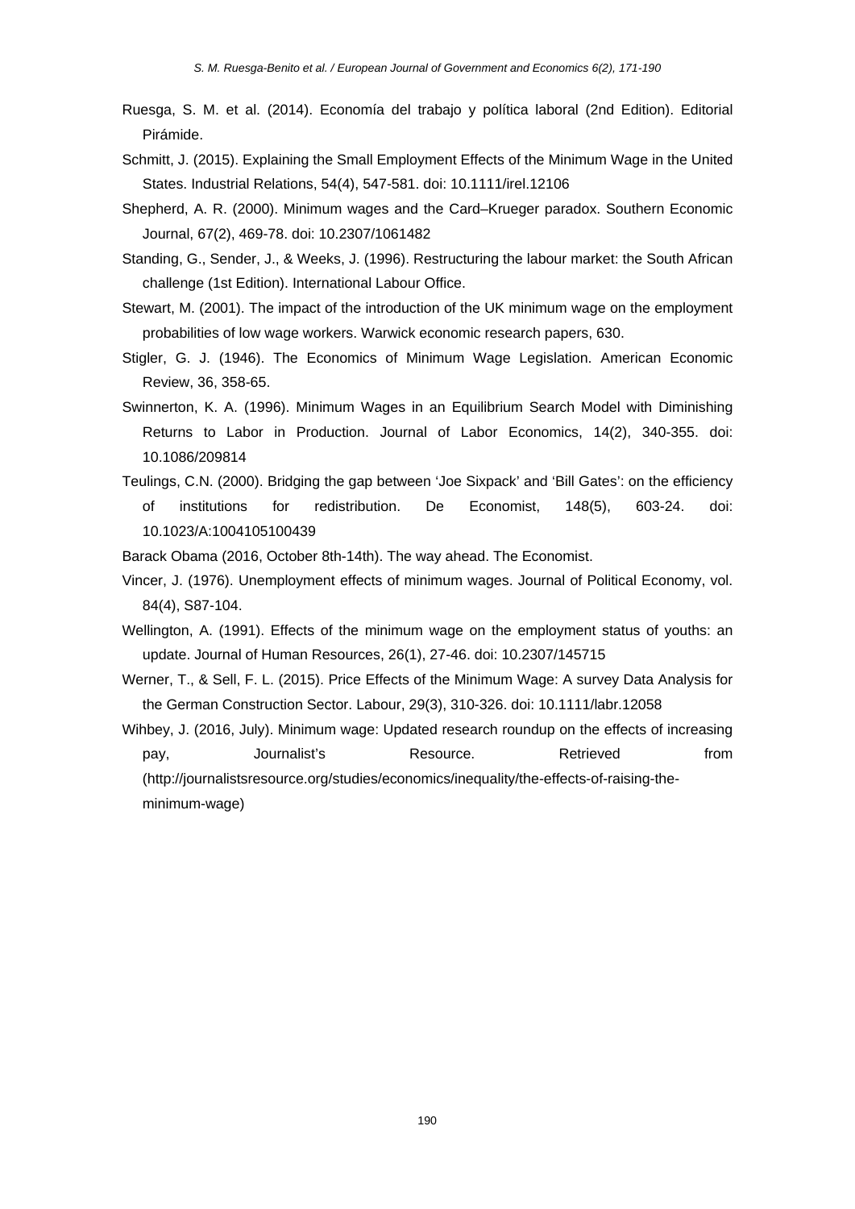Ruesga, S. M. et al. (2014). Economía del trabajo y política laboral (2nd Edition). Editorial Pirámide.

Schmitt, J. (2015). Explaining the Small Employment Effects of the Minimum Wage in the United States. Industrial Relations, 54(4), 547-581. doi: 10.1111/irel.12106

Shepherd, A. R. (2000). Minimum wages and the Card–Krueger paradox. Southern Economic Journal, 67(2), 469-78. doi: 10.2307/1061482

Standing, G., Sender, J., & Weeks, J. (1996). Restructuring the labour market: the South African challenge (1st Edition). International Labour Office.

Stewart, M. (2001). The impact of the introduction of the UK minimum wage on the employment probabilities of low wage workers. Warwick economic research papers, 630.

Stigler, G. J. (1946). The Economics of Minimum Wage Legislation. American Economic Review, 36, 358-65.

Swinnerton, K. A. (1996). Minimum Wages in an Equilibrium Search Model with Diminishing Returns to Labor in Production. Journal of Labor Economics, 14(2), 340-355. doi: 10.1086/209814

Teulings, C.N. (2000). Bridging the gap between 'Joe Sixpack' and 'Bill Gates': on the efficiency of institutions for redistribution. De Economist, 148(5), 603-24. doi: 10.1023/A:1004105100439

Barack Obama (2016, October 8th-14th). The way ahead. The Economist.

Vincer, J. (1976). Unemployment effects of minimum wages. Journal of Political Economy, vol. 84(4), S87-104.

Wellington, A. (1991). Effects of the minimum wage on the employment status of youths: an update. Journal of Human Resources, 26(1), 27-46. doi: 10.2307/145715

Werner, T., & Sell, F. L. (2015). Price Effects of the Minimum Wage: A survey Data Analysis for the German Construction Sector. Labour, 29(3), 310-326. doi: 10.1111/labr.12058

Wihbey, J. (2016, July). Minimum wage: Updated research roundup on the effects of increasing pay, Journalist's Resource. Retrieved from (http://journalistsresource.org/studies/economics/inequality/the-effects-of-raising-the-minimum-wage)